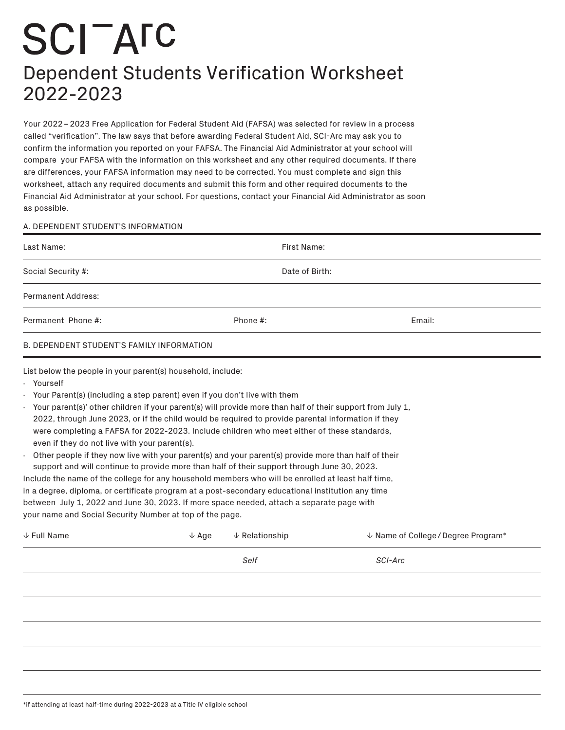# SCI-Arc

# Dependent Students Verification Worksheet 2022-2023

Your 2022 – 2023 Free Application for Federal Student Aid (FAFSA) was selected for review in a process called “verification”. The law says that before awarding Federal Student Aid, SCI-Arc may ask you to confirm the information you reported on your FAFSA. The Financial Aid Administrator at your school will compare your FAFSA with the information on this worksheet and any other required documents. If there are differences, your FAFSA information may need to be corrected. You must complete and sign this worksheet, attach any required documents and submit this form and other required documents to the Financial Aid Administrator at your school. For questions, contact your Financial Aid Administrator as soon as possible.

## A. DEPENDENT STUDENT'S INFORMATION

| | | |
|---|---|---|
| Last Name: | First Name: | |
| Social Security #: | Date of Birth: | |
| Permanent Address: | | |
| Permanent Phone #: | Phone #: | Email: |

## B. DEPENDENT STUDENT'S FAMILY INFORMATION

List below the people in your parent(s) household, include:

- Yourself
- Your Parent(s) (including a step parent) even if you don't live with them
- Your parent(s)' other children if your parent(s) will provide more than half of their support from July 1, 2022, through June 2023, or if the child would be required to provide parental information if they were completing a FAFSA for 2022-2023. Include children who meet either of these standards, even if they do not live with your parent(s).
- Other people if they now live with your parent(s) and your parent(s) provide more than half of their support and will continue to provide more than half of their support through June 30, 2023.

Include the name of the college for any household members who will be enrolled at least half time, in a degree, diploma, or certificate program at a post-secondary educational institution any time between July 1, 2022 and June 30, 2023. If more space needed, attach a separate page with your name and Social Security Number at top of the page.

| ↓ Full Name | ↓ Age | ↓ Relationship | ↓ Name of College / Degree Program* |
|---|---|---|---|
| | | *Self* | *SCI-Arc* |
| | | | |
| | | | |
| | | | |
| | | | |
| | | | |

*if attending at least half-time during 2022-2023 at a Title IV eligible school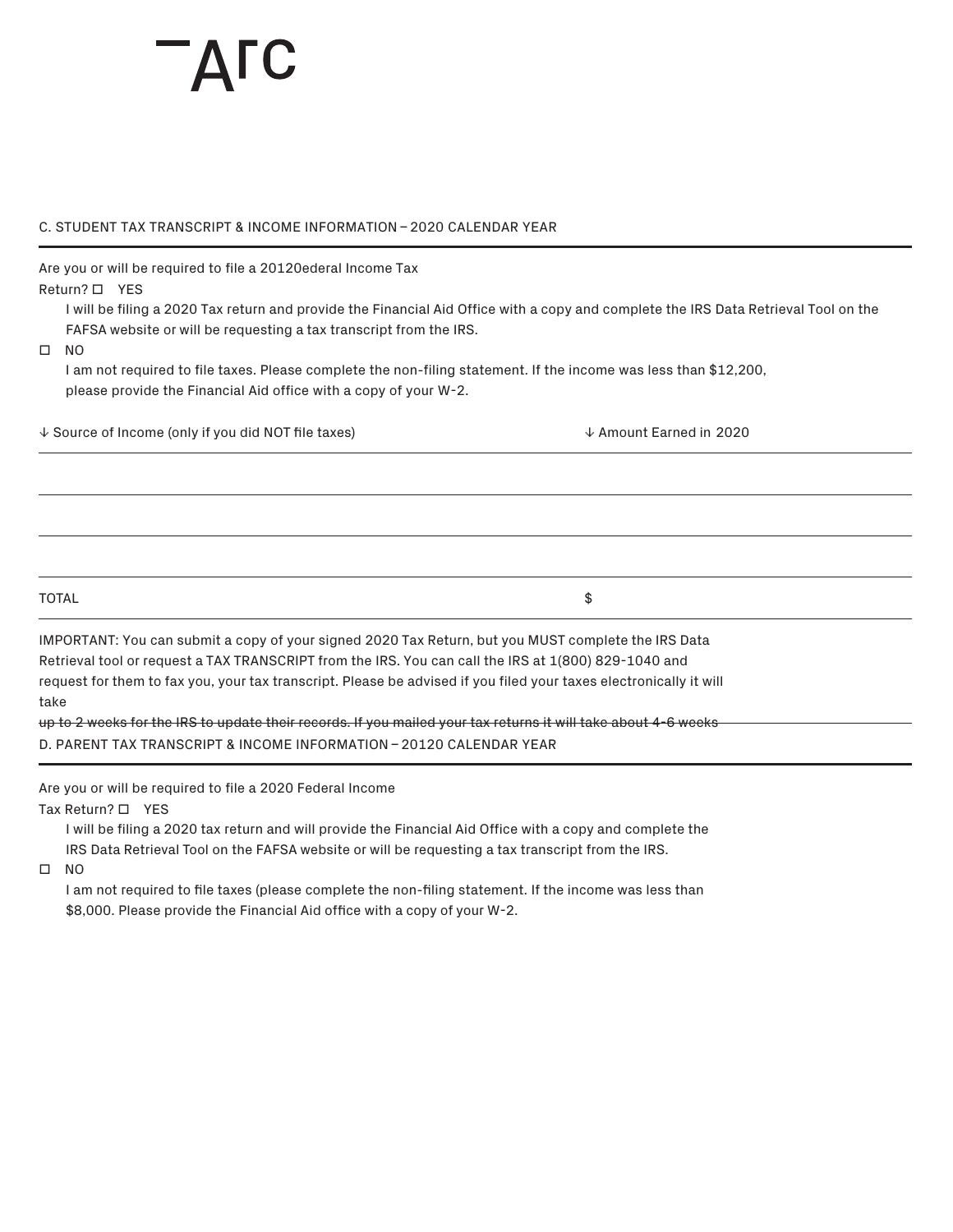Arc

## C. STUDENT TAX TRANSCRIPT & INCOME INFORMATION – 2020 CALENDAR YEAR

Are you or will be required to file a 20120ederal Income Tax Return? ☐ YES

I will be filing a 2020 Tax return and provide the Financial Aid Office with a copy and complete the IRS Data Retrieval Tool on the FAFSA website or will be requesting a tax transcript from the IRS.

☐ NO

I am not required to file taxes. Please complete the non-filing statement. If the income was less than $12,200, please provide the Financial Aid office with a copy of your W-2.

| ↓ Source of Income (only if you did NOT file taxes) | ↓ Amount Earned in 2020 |
| --- | --- |
| | |
| | |
| | |
| TOTAL | $ |

IMPORTANT: You can submit a copy of your signed 2020 Tax Return, but you MUST complete the IRS Data Retrieval tool or request a TAX TRANSCRIPT from the IRS. You can call the IRS at 1(800) 829-1040 and request for them to fax you, your tax transcript. Please be advised if you filed your taxes electronically it will take

~~up to 2 weeks for the IRS to update their records. If you mailed your tax returns it will take about 4-6 weeks~~

## D. PARENT TAX TRANSCRIPT & INCOME INFORMATION – 20120 CALENDAR YEAR

Are you or will be required to file a 2020 Federal Income Tax Return? ☐ YES

I will be filing a 2020 tax return and will provide the Financial Aid Office with a copy and complete the IRS Data Retrieval Tool on the FAFSA website or will be requesting a tax transcript from the IRS.

☐ NO

I am not required to file taxes (please complete the non-filing statement. If the income was less than $8,000. Please provide the Financial Aid office with a copy of your W-2.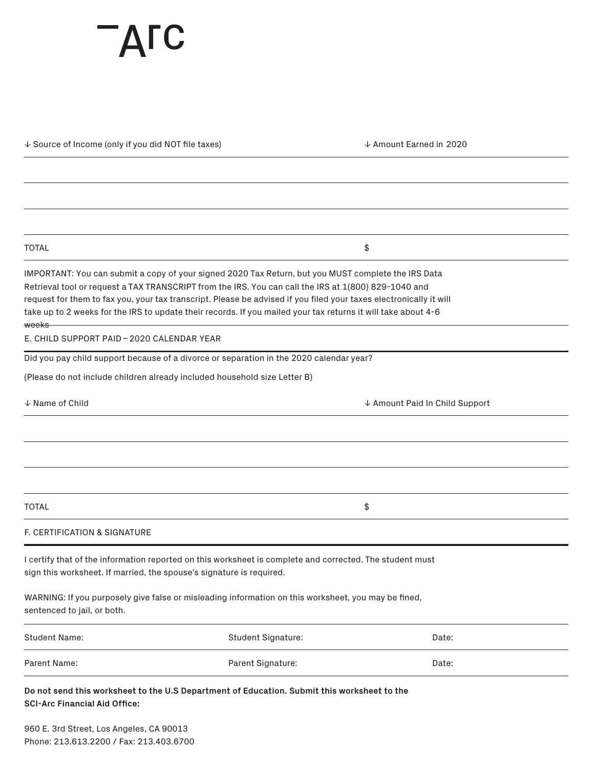# ‾Arc

| ↓ Source of Income (only if you did NOT file taxes) | ↓ Amount Earned in 2020 |
| --- | --- |
| | |
| | |
| | |
| TOTAL | $ |

IMPORTANT: You can submit a copy of your signed 2020 Tax Return, but you MUST complete the IRS Data Retrieval tool or request a TAX TRANSCRIPT from the IRS. You can call the IRS at 1(800) 829-1040 and request for them to fax you, your tax transcript. Please be advised if you filed your taxes electronically it will take up to 2 weeks for the IRS to update their records. If you mailed your tax returns it will take about 4-6 weeks

## E. CHILD SUPPORT PAID – 2020 CALENDAR YEAR

Did you pay child support because of a divorce or separation in the 2020 calendar year?

(Please do not include children already included household size Letter B)

| ↓ Name of Child | ↓ Amount Paid In Child Support |
| --- | --- |
| | |
| | |
| | |
| TOTAL | $ |

## F. CERTIFICATION & SIGNATURE

I certify that of the information reported on this worksheet is complete and corrected. The student must sign this worksheet. If married, the spouse's signature is required.

WARNING: If you purposely give false or misleading information on this worksheet, you may be fined, sentenced to jail, or both.

| | | |
| --- | --- | --- |
| Student Name: | Student Signature: | Date: |
| Parent Name: | Parent Signature: | Date: |

**Do not send this worksheet to the U.S Department of Education. Submit this worksheet to the SCI-Arc Financial Aid Office:**

960 E. 3rd Street, Los Angeles, CA 90013
Phone: 213.613.2200 / Fax: 213.403.6700